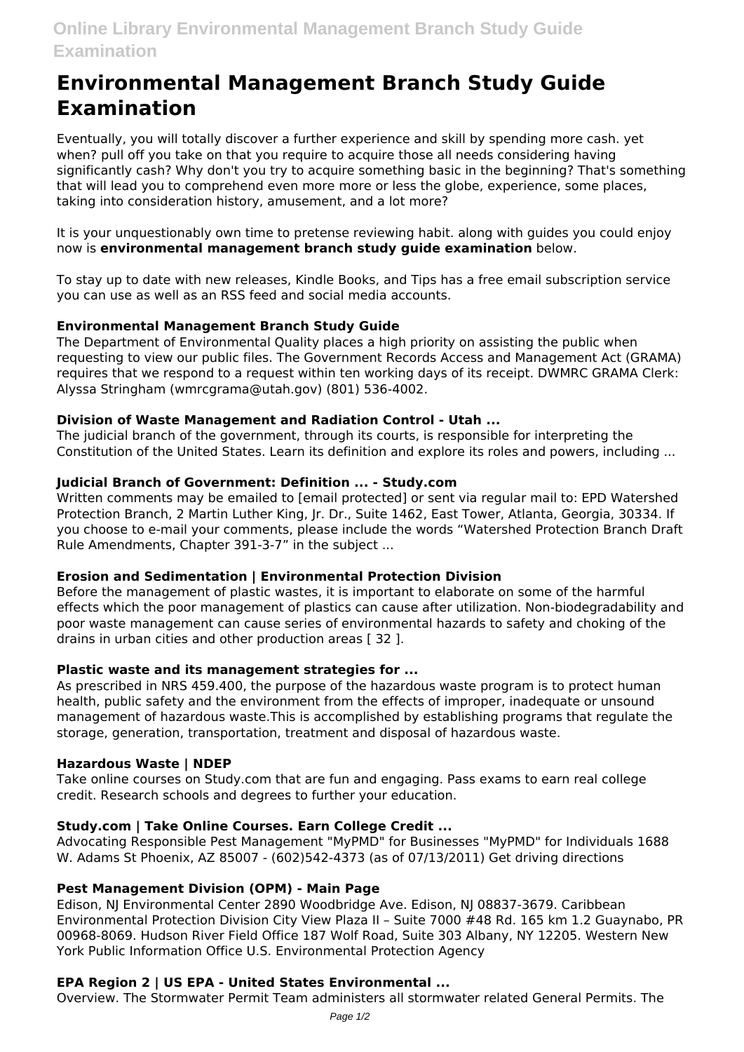# Environmental Management Branch Study Guide Examination

Eventually, you will totally discover a further experience and skill by spending more cash. yet when? pull off you take on that you require to acquire those all needs considering having significantly cash? Why don't you try to acquire something basic in the beginning? That's something that will lead you to comprehend even more more or less the globe, experience, some places, taking into consideration history, amusement, and a lot more?

It is your unquestionably own time to pretense reviewing habit. along with guides you could enjoy now is **environmental management branch study guide examination** below.

To stay up to date with new releases, Kindle Books, and Tips has a free email subscription service you can use as well as an RSS feed and social media accounts.

### Environmental Management Branch Study Guide

The Department of Environmental Quality places a high priority on assisting the public when requesting to view our public files. The Government Records Access and Management Act (GRAMA) requires that we respond to a request within ten working days of its receipt. DWMRC GRAMA Clerk: Alyssa Stringham (wmrcgrama@utah.gov) (801) 536-4002.

### Division of Waste Management and Radiation Control - Utah ...

The judicial branch of the government, through its courts, is responsible for interpreting the Constitution of the United States. Learn its definition and explore its roles and powers, including ...

### Judicial Branch of Government: Definition ... - Study.com

Written comments may be emailed to [email protected] or sent via regular mail to: EPD Watershed Protection Branch, 2 Martin Luther King, Jr. Dr., Suite 1462, East Tower, Atlanta, Georgia, 30334. If you choose to e-mail your comments, please include the words “Watershed Protection Branch Draft Rule Amendments, Chapter 391-3-7” in the subject ...

### Erosion and Sedimentation | Environmental Protection Division

Before the management of plastic wastes, it is important to elaborate on some of the harmful effects which the poor management of plastics can cause after utilization. Non-biodegradability and poor waste management can cause series of environmental hazards to safety and choking of the drains in urban cities and other production areas [ 32 ].

### Plastic waste and its management strategies for ...

As prescribed in NRS 459.400, the purpose of the hazardous waste program is to protect human health, public safety and the environment from the effects of improper, inadequate or unsound management of hazardous waste.This is accomplished by establishing programs that regulate the storage, generation, transportation, treatment and disposal of hazardous waste.

### Hazardous Waste | NDEP

Take online courses on Study.com that are fun and engaging. Pass exams to earn real college credit. Research schools and degrees to further your education.

### Study.com | Take Online Courses. Earn College Credit ...

Advocating Responsible Pest Management "MyPMD" for Businesses "MyPMD" for Individuals 1688 W. Adams St Phoenix, AZ 85007 - (602)542-4373 (as of 07/13/2011) Get driving directions

### Pest Management Division (OPM) - Main Page

Edison, NJ Environmental Center 2890 Woodbridge Ave. Edison, NJ 08837-3679. Caribbean Environmental Protection Division City View Plaza II – Suite 7000 #48 Rd. 165 km 1.2 Guaynabo, PR 00968-8069. Hudson River Field Office 187 Wolf Road, Suite 303 Albany, NY 12205. Western New York Public Information Office U.S. Environmental Protection Agency

### EPA Region 2 | US EPA - United States Environmental ...

Overview. The Stormwater Permit Team administers all stormwater related General Permits. The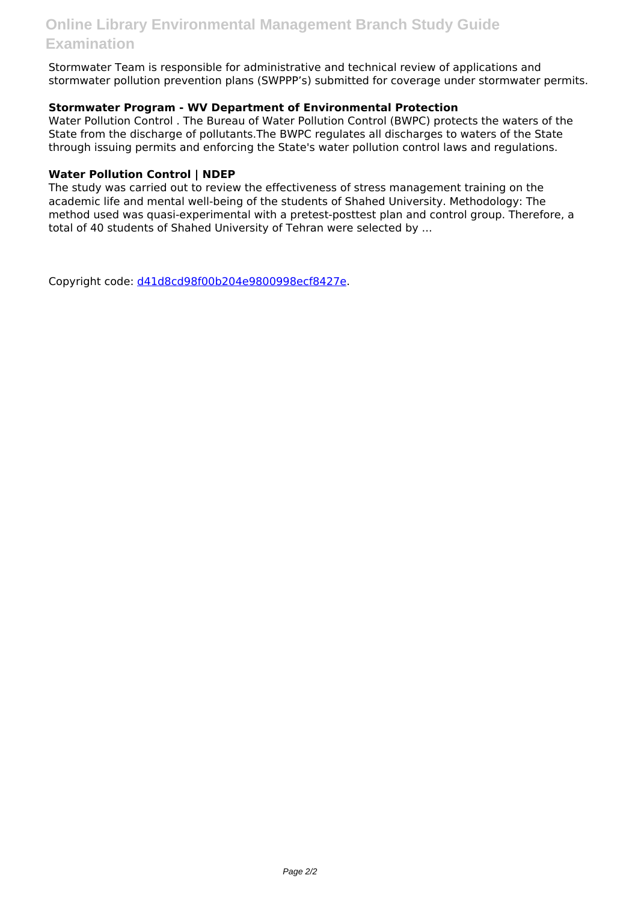Stormwater Team is responsible for administrative and technical review of applications and stormwater pollution prevention plans (SWPPP's) submitted for coverage under stormwater permits.

**Stormwater Program - WV Department of Environmental Protection**

Water Pollution Control . The Bureau of Water Pollution Control (BWPC) protects the waters of the State from the discharge of pollutants.The BWPC regulates all discharges to waters of the State through issuing permits and enforcing the State's water pollution control laws and regulations.

**Water Pollution Control | NDEP**

The study was carried out to review the effectiveness of stress management training on the academic life and mental well-being of the students of Shahed University. Methodology: The method used was quasi-experimental with a pretest-posttest plan and control group. Therefore, a total of 40 students of Shahed University of Tehran were selected by ...

Copyright code: d41d8cd98f00b204e9800998ecf8427e.